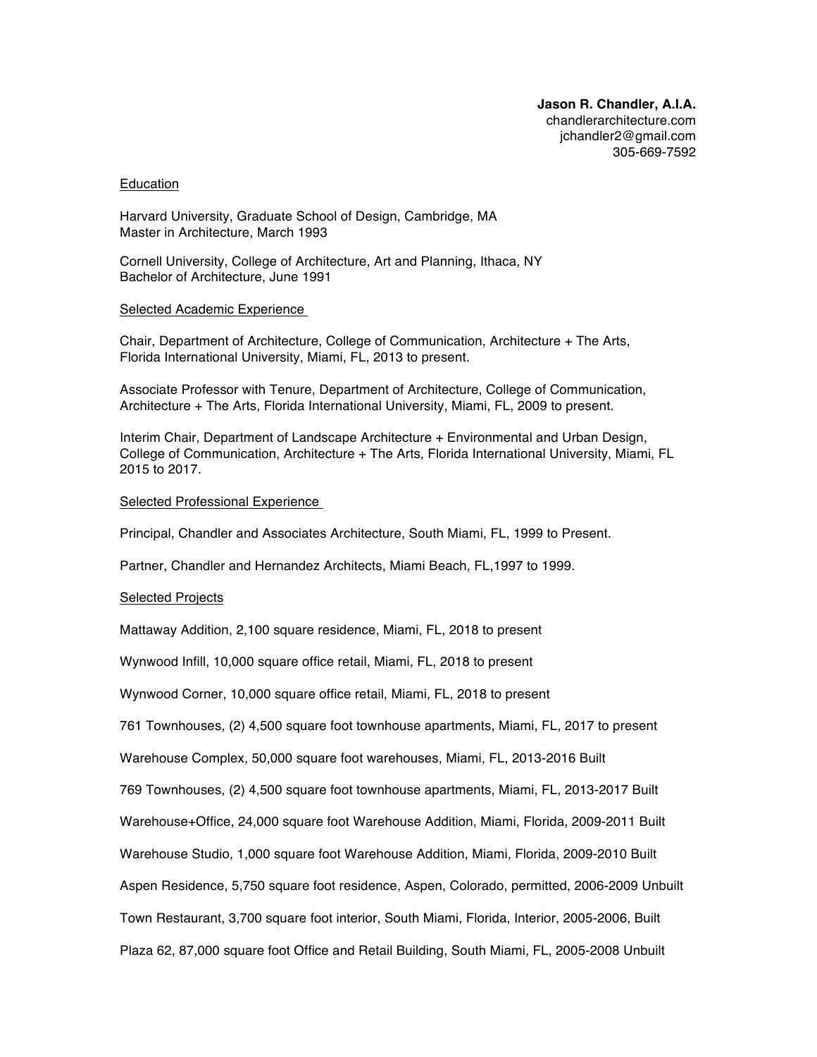**Jason R. Chandler, A.I.A.**
chandlerarchitecture.com
jchandler2@gmail.com
305-669-7592

## Education

Harvard University, Graduate School of Design, Cambridge, MA
Master in Architecture, March 1993

Cornell University, College of Architecture, Art and Planning, Ithaca, NY
Bachelor of Architecture, June 1991

## Selected Academic Experience

Chair, Department of Architecture, College of Communication, Architecture + The Arts, Florida International University, Miami, FL, 2013 to present.

Associate Professor with Tenure, Department of Architecture, College of Communication, Architecture + The Arts, Florida International University, Miami, FL, 2009 to present.

Interim Chair, Department of Landscape Architecture + Environmental and Urban Design, College of Communication, Architecture + The Arts, Florida International University, Miami, FL 2015 to 2017.

## Selected Professional Experience

Principal, Chandler and Associates Architecture, South Miami, FL, 1999 to Present.

Partner, Chandler and Hernandez Architects, Miami Beach, FL,1997 to 1999.

## Selected Projects

Mattaway Addition, 2,100 square residence, Miami, FL, 2018 to present

Wynwood Infill, 10,000 square office retail, Miami, FL, 2018 to present

Wynwood Corner, 10,000 square office retail, Miami, FL, 2018 to present

761 Townhouses, (2) 4,500 square foot townhouse apartments, Miami, FL, 2017 to present

Warehouse Complex, 50,000 square foot warehouses, Miami, FL, 2013-2016 Built

769 Townhouses, (2) 4,500 square foot townhouse apartments, Miami, FL, 2013-2017 Built

Warehouse+Office, 24,000 square foot Warehouse Addition, Miami, Florida, 2009-2011 Built

Warehouse Studio, 1,000 square foot Warehouse Addition, Miami, Florida, 2009-2010 Built

Aspen Residence, 5,750 square foot residence, Aspen, Colorado, permitted, 2006-2009 Unbuilt

Town Restaurant, 3,700 square foot interior, South Miami, Florida, Interior, 2005-2006, Built

Plaza 62, 87,000 square foot Office and Retail Building, South Miami, FL, 2005-2008 Unbuilt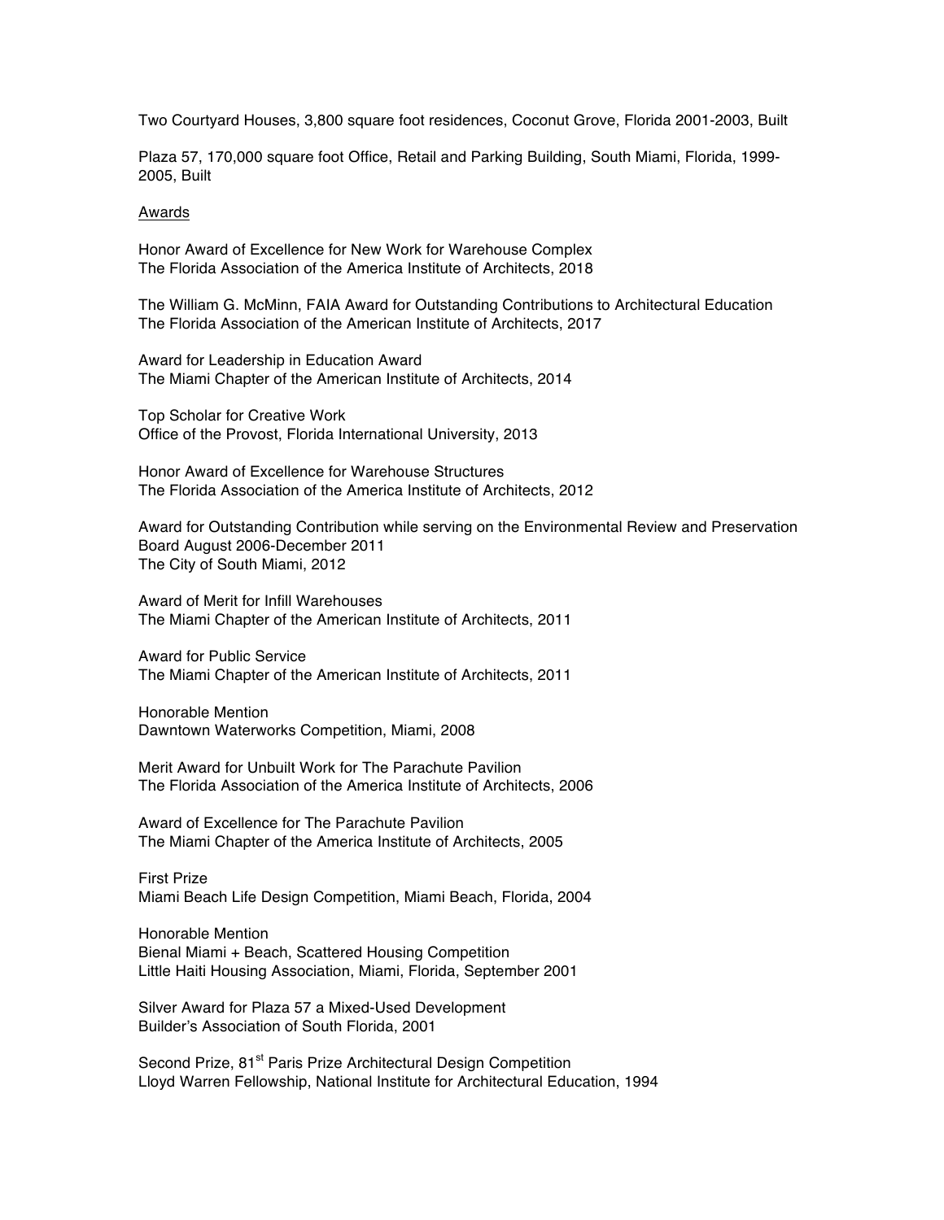Two Courtyard Houses, 3,800 square foot residences, Coconut Grove, Florida 2001-2003, Built

Plaza 57, 170,000 square foot Office, Retail and Parking Building, South Miami, Florida, 1999-2005, Built

<u>Awards</u>

Honor Award of Excellence for New Work for Warehouse Complex
The Florida Association of the America Institute of Architects, 2018

The William G. McMinn, FAIA Award for Outstanding Contributions to Architectural Education
The Florida Association of the American Institute of Architects, 2017

Award for Leadership in Education Award
The Miami Chapter of the American Institute of Architects, 2014

Top Scholar for Creative Work
Office of the Provost, Florida International University, 2013

Honor Award of Excellence for Warehouse Structures
The Florida Association of the America Institute of Architects, 2012

Award for Outstanding Contribution while serving on the Environmental Review and Preservation Board August 2006-December 2011
The City of South Miami, 2012

Award of Merit for Infill Warehouses
The Miami Chapter of the American Institute of Architects, 2011

Award for Public Service
The Miami Chapter of the American Institute of Architects, 2011

Honorable Mention
Dawntown Waterworks Competition, Miami, 2008

Merit Award for Unbuilt Work for The Parachute Pavilion
The Florida Association of the America Institute of Architects, 2006

Award of Excellence for The Parachute Pavilion
The Miami Chapter of the America Institute of Architects, 2005

First Prize
Miami Beach Life Design Competition, Miami Beach, Florida, 2004

Honorable Mention
Bienal Miami + Beach, Scattered Housing Competition
Little Haiti Housing Association, Miami, Florida, September 2001

Silver Award for Plaza 57 a Mixed-Used Development
Builder's Association of South Florida, 2001

Second Prize, 81st Paris Prize Architectural Design Competition
Lloyd Warren Fellowship, National Institute for Architectural Education, 1994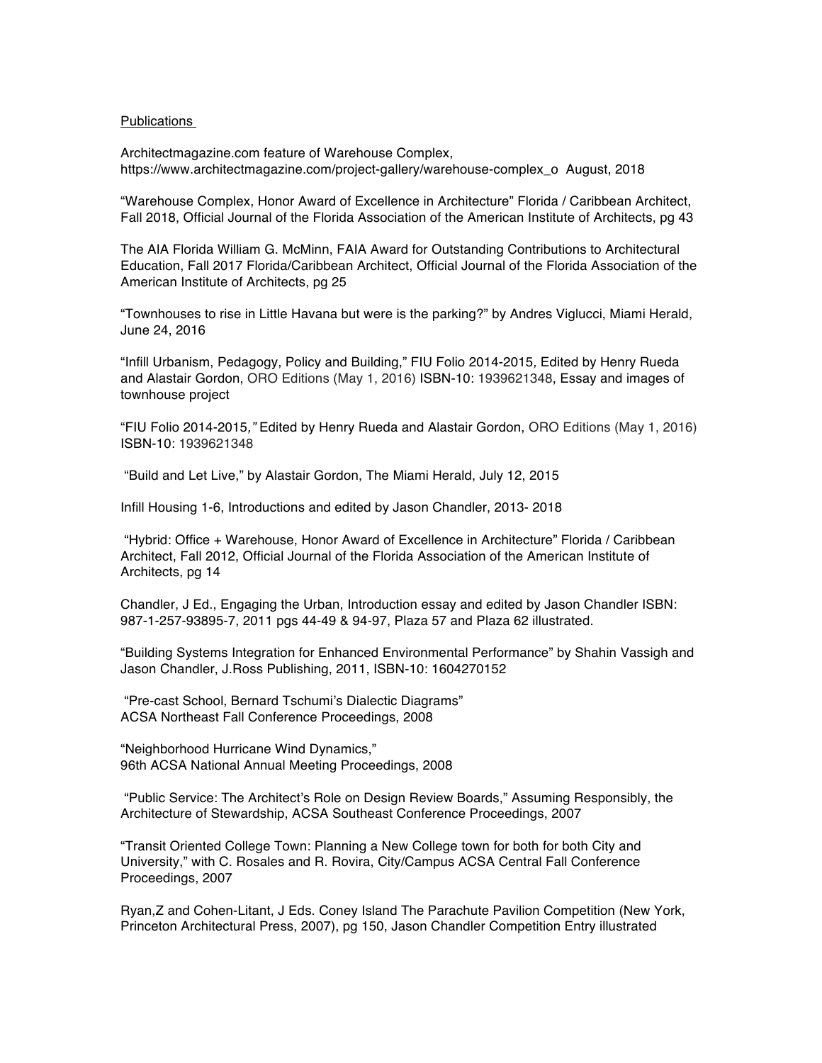Publications

Architectmagazine.com feature of Warehouse Complex, https://www.architectmagazine.com/project-gallery/warehouse-complex_o August, 2018

"Warehouse Complex, Honor Award of Excellence in Architecture" Florida / Caribbean Architect, Fall 2018, Official Journal of the Florida Association of the American Institute of Architects, pg 43

The AIA Florida William G. McMinn, FAIA Award for Outstanding Contributions to Architectural Education, Fall 2017 Florida/Caribbean Architect, Official Journal of the Florida Association of the American Institute of Architects, pg 25

"Townhouses to rise in Little Havana but were is the parking?" by Andres Viglucci, Miami Herald, June 24, 2016

"Infill Urbanism, Pedagogy, Policy and Building," FIU Folio 2014-2015, Edited by Henry Rueda and Alastair Gordon, ORO Editions (May 1, 2016) ISBN-10: 1939621348, Essay and images of townhouse project

"FIU Folio 2014-2015," Edited by Henry Rueda and Alastair Gordon, ORO Editions (May 1, 2016) ISBN-10: 1939621348

"Build and Let Live," by Alastair Gordon, The Miami Herald, July 12, 2015

Infill Housing 1-6, Introductions and edited by Jason Chandler, 2013- 2018

"Hybrid: Office + Warehouse, Honor Award of Excellence in Architecture" Florida / Caribbean Architect, Fall 2012, Official Journal of the Florida Association of the American Institute of Architects, pg 14

Chandler, J Ed., Engaging the Urban, Introduction essay and edited by Jason Chandler ISBN: 987-1-257-93895-7, 2011 pgs 44-49 & 94-97, Plaza 57 and Plaza 62 illustrated.

"Building Systems Integration for Enhanced Environmental Performance" by Shahin Vassigh and Jason Chandler, J.Ross Publishing, 2011, ISBN-10: 1604270152

"Pre-cast School, Bernard Tschumi's Dialectic Diagrams"
ACSA Northeast Fall Conference Proceedings, 2008

"Neighborhood Hurricane Wind Dynamics,"
96th ACSA National Annual Meeting Proceedings, 2008

"Public Service: The Architect's Role on Design Review Boards," Assuming Responsibly, the Architecture of Stewardship, ACSA Southeast Conference Proceedings, 2007

"Transit Oriented College Town: Planning a New College town for both for both City and University," with C. Rosales and R. Rovira, City/Campus ACSA Central Fall Conference Proceedings, 2007

Ryan,Z and Cohen-Litant, J Eds. Coney Island The Parachute Pavilion Competition (New York, Princeton Architectural Press, 2007), pg 150, Jason Chandler Competition Entry illustrated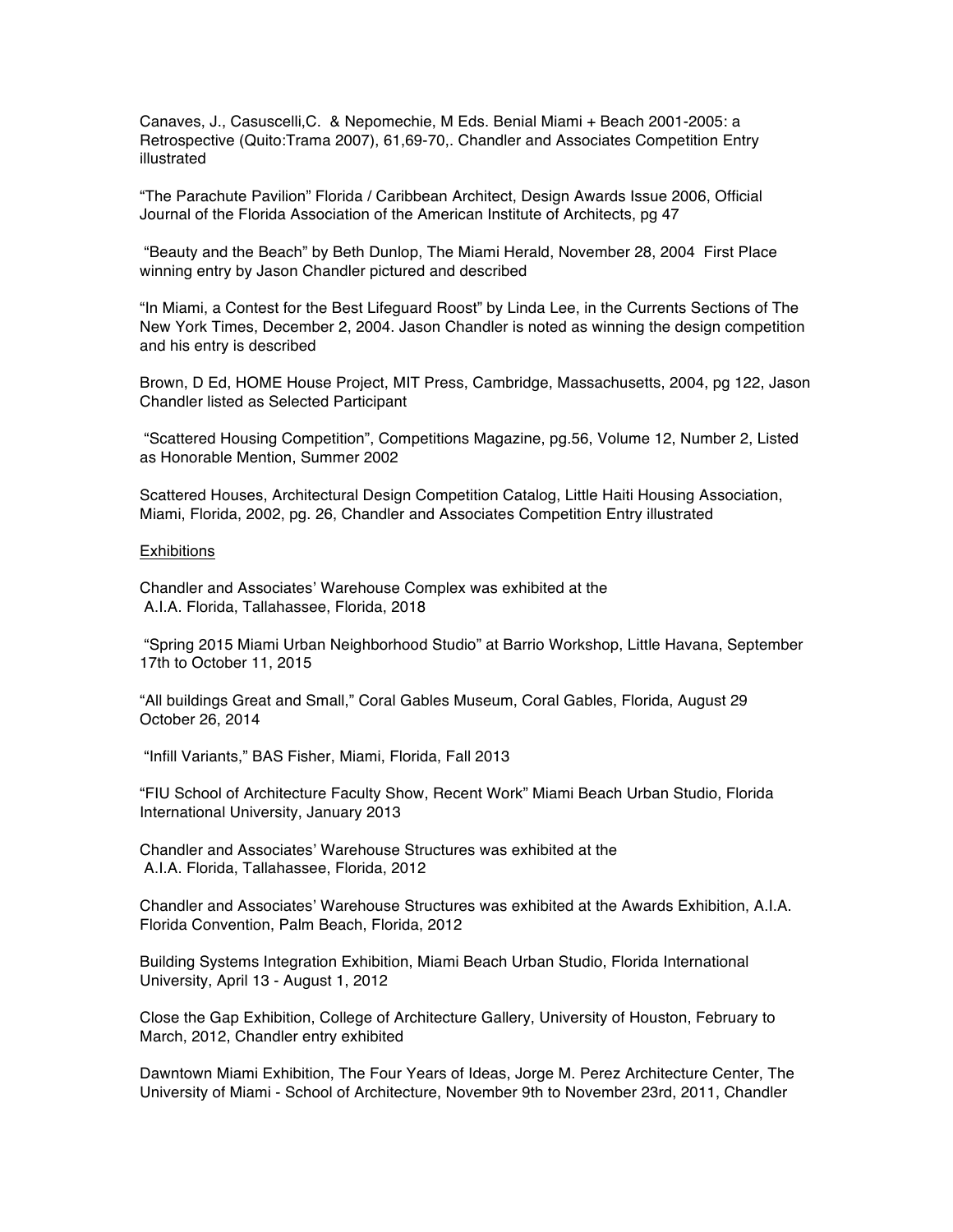Canaves, J., Casuscelli,C. & Nepomechie, M Eds. Benial Miami + Beach 2001-2005: a Retrospective (Quito:Trama 2007), 61,69-70,. Chandler and Associates Competition Entry illustrated

"The Parachute Pavilion" Florida / Caribbean Architect, Design Awards Issue 2006, Official Journal of the Florida Association of the American Institute of Architects, pg 47

"Beauty and the Beach" by Beth Dunlop, The Miami Herald, November 28, 2004 First Place winning entry by Jason Chandler pictured and described

"In Miami, a Contest for the Best Lifeguard Roost" by Linda Lee, in the Currents Sections of The New York Times, December 2, 2004. Jason Chandler is noted as winning the design competition and his entry is described

Brown, D Ed, HOME House Project, MIT Press, Cambridge, Massachusetts, 2004, pg 122, Jason Chandler listed as Selected Participant

"Scattered Housing Competition", Competitions Magazine, pg.56, Volume 12, Number 2, Listed as Honorable Mention, Summer 2002

Scattered Houses, Architectural Design Competition Catalog, Little Haiti Housing Association, Miami, Florida, 2002, pg. 26, Chandler and Associates Competition Entry illustrated

<u>Exhibitions</u>

Chandler and Associates' Warehouse Complex was exhibited at the A.I.A. Florida, Tallahassee, Florida, 2018

"Spring 2015 Miami Urban Neighborhood Studio" at Barrio Workshop, Little Havana, September 17th to October 11, 2015

"All buildings Great and Small," Coral Gables Museum, Coral Gables, Florida, August 29 October 26, 2014

"Infill Variants," BAS Fisher, Miami, Florida, Fall 2013

"FIU School of Architecture Faculty Show, Recent Work" Miami Beach Urban Studio, Florida International University, January 2013

Chandler and Associates' Warehouse Structures was exhibited at the A.I.A. Florida, Tallahassee, Florida, 2012

Chandler and Associates' Warehouse Structures was exhibited at the Awards Exhibition, A.I.A. Florida Convention, Palm Beach, Florida, 2012

Building Systems Integration Exhibition, Miami Beach Urban Studio, Florida International University, April 13 - August 1, 2012

Close the Gap Exhibition, College of Architecture Gallery, University of Houston, February to March, 2012, Chandler entry exhibited

Dawntown Miami Exhibition, The Four Years of Ideas, Jorge M. Perez Architecture Center, The University of Miami - School of Architecture, November 9th to November 23rd, 2011, Chandler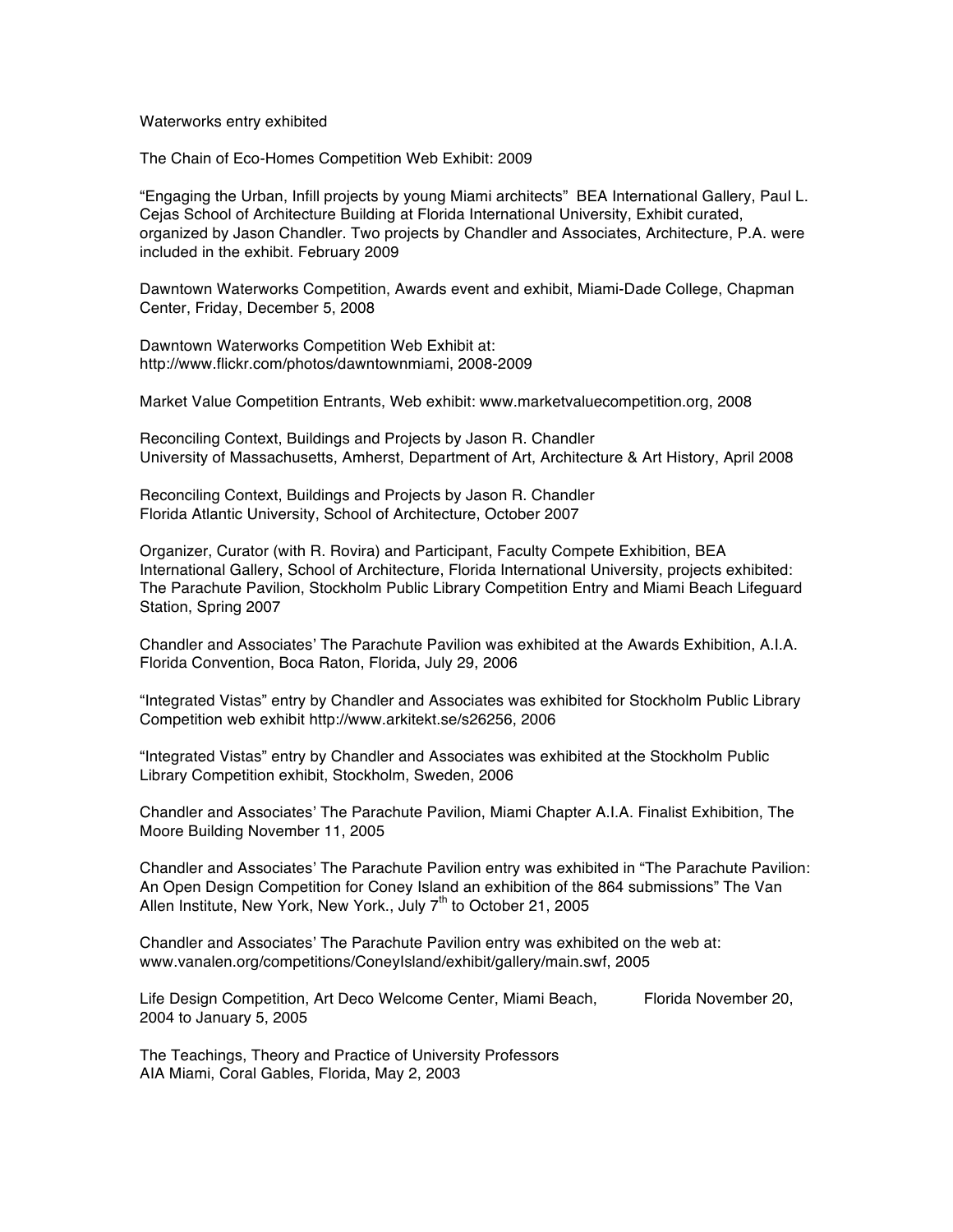Waterworks entry exhibited

The Chain of Eco-Homes Competition Web Exhibit: 2009

"Engaging the Urban, Infill projects by young Miami architects" BEA International Gallery, Paul L. Cejas School of Architecture Building at Florida International University, Exhibit curated, organized by Jason Chandler. Two projects by Chandler and Associates, Architecture, P.A. were included in the exhibit. February 2009

Dawntown Waterworks Competition, Awards event and exhibit, Miami-Dade College, Chapman Center, Friday, December 5, 2008

Dawntown Waterworks Competition Web Exhibit at: http://www.flickr.com/photos/dawntownmiami, 2008-2009

Market Value Competition Entrants, Web exhibit: www.marketvaluecompetition.org, 2008

Reconciling Context, Buildings and Projects by Jason R. Chandler
University of Massachusetts, Amherst, Department of Art, Architecture & Art History, April 2008

Reconciling Context, Buildings and Projects by Jason R. Chandler
Florida Atlantic University, School of Architecture, October 2007

Organizer, Curator (with R. Rovira) and Participant, Faculty Compete Exhibition, BEA International Gallery, School of Architecture, Florida International University, projects exhibited: The Parachute Pavilion, Stockholm Public Library Competition Entry and Miami Beach Lifeguard Station, Spring 2007

Chandler and Associates' The Parachute Pavilion was exhibited at the Awards Exhibition, A.I.A. Florida Convention, Boca Raton, Florida, July 29, 2006

"Integrated Vistas" entry by Chandler and Associates was exhibited for Stockholm Public Library Competition web exhibit http://www.arkitekt.se/s26256, 2006

"Integrated Vistas" entry by Chandler and Associates was exhibited at the Stockholm Public Library Competition exhibit, Stockholm, Sweden, 2006

Chandler and Associates' The Parachute Pavilion, Miami Chapter A.I.A. Finalist Exhibition, The Moore Building November 11, 2005

Chandler and Associates' The Parachute Pavilion entry was exhibited in "The Parachute Pavilion: An Open Design Competition for Coney Island an exhibition of the 864 submissions" The Van Allen Institute, New York, New York., July 7th to October 21, 2005

Chandler and Associates' The Parachute Pavilion entry was exhibited on the web at: www.vanalen.org/competitions/ConeyIsland/exhibit/gallery/main.swf, 2005

Life Design Competition, Art Deco Welcome Center, Miami Beach, Florida November 20, 2004 to January 5, 2005

The Teachings, Theory and Practice of University Professors
AIA Miami, Coral Gables, Florida, May 2, 2003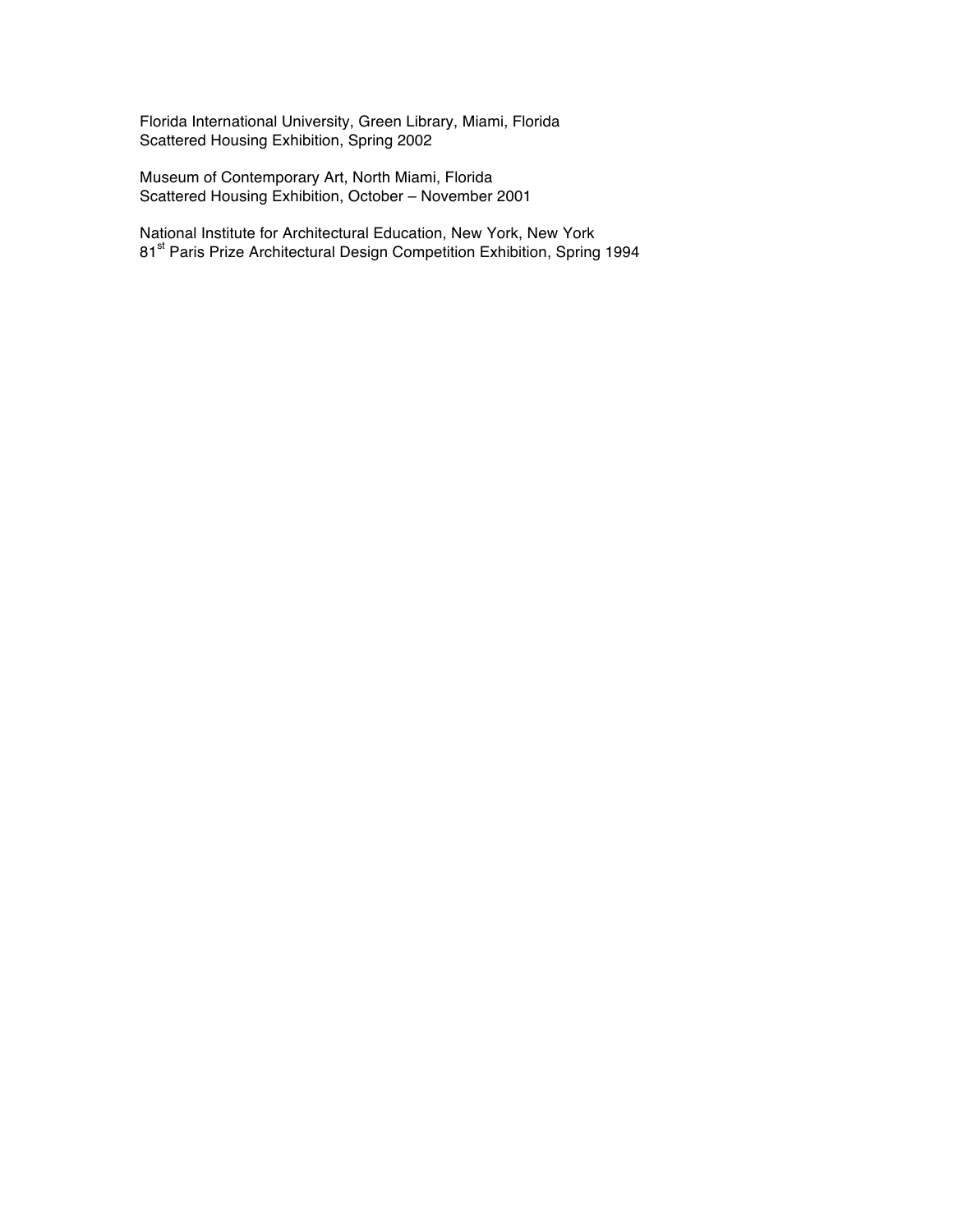Florida International University, Green Library, Miami, Florida
Scattered Housing Exhibition, Spring 2002

Museum of Contemporary Art, North Miami, Florida
Scattered Housing Exhibition, October – November 2001

National Institute for Architectural Education, New York, New York
81st Paris Prize Architectural Design Competition Exhibition, Spring 1994